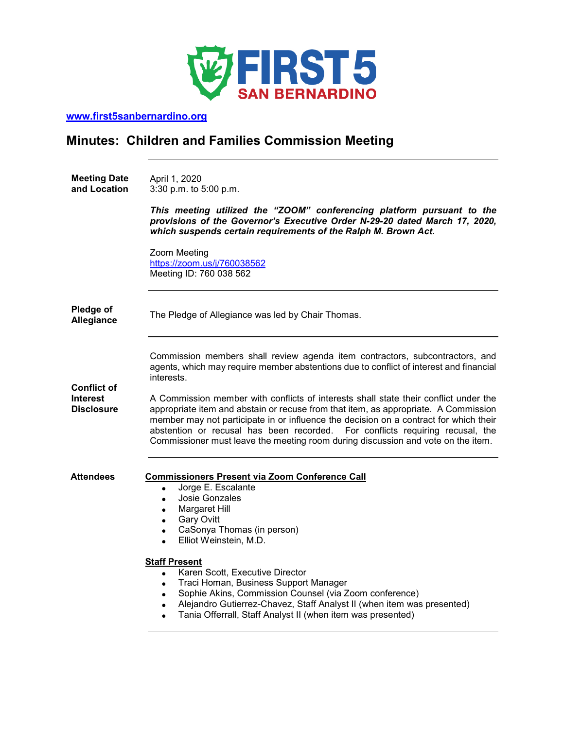FIRST 5 SAN BERNARDINO

[www.first5sanbernardino.org](http://www.first5sanbernardino.org)

# Minutes: Children and Families Commission Meeting

**Meeting Date and Location**

April 1, 2020
3:30 p.m. to 5:00 p.m.

***This meeting utilized the "ZOOM" conferencing platform pursuant to the provisions of the Governor's Executive Order N-29-20 dated March 17, 2020, which suspends certain requirements of the Ralph M. Brown Act.***

Zoom Meeting
[https://zoom.us/j/760038562](https://zoom.us/j/760038562)
Meeting ID: 760 038 562

---

**Pledge of Allegiance**

The Pledge of Allegiance was led by Chair Thomas.

---

**Conflict of Interest Disclosure**

Commission members shall review agenda item contractors, subcontractors, and agents, which may require member abstentions due to conflict of interest and financial interests.

A Commission member with conflicts of interests shall state their conflict under the appropriate item and abstain or recuse from that item, as appropriate. A Commission member may not participate in or influence the decision on a contract for which their abstention or recusal has been recorded. For conflicts requiring recusal, the Commissioner must leave the meeting room during discussion and vote on the item.

---

**Attendees**

**Commissioners Present via Zoom Conference Call**

- Jorge E. Escalante
- Josie Gonzales
- Margaret Hill
- Gary Ovitt
- CaSonya Thomas (in person)
- Elliot Weinstein, M.D.

**Staff Present**

- Karen Scott, Executive Director
- Traci Homan, Business Support Manager
- Sophie Akins, Commission Counsel (via Zoom conference)
- Alejandro Gutierrez-Chavez, Staff Analyst II (when item was presented)
- Tania Offerrall, Staff Analyst II (when item was presented)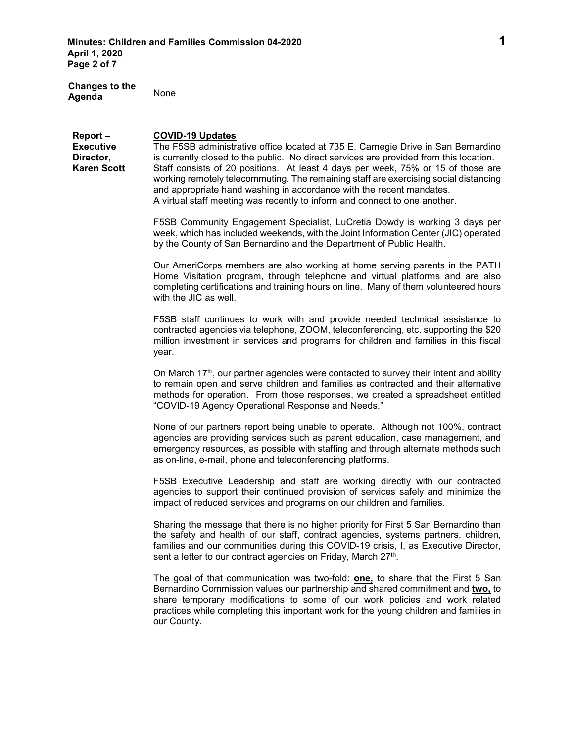**Changes to the Agenda** None

---

**Report – Executive Director, Karen Scott**

**COVID-19 Updates**

The F5SB administrative office located at 735 E. Carnegie Drive in San Bernardino is currently closed to the public. No direct services are provided from this location. Staff consists of 20 positions. At least 4 days per week, 75% or 15 of those are working remotely telecommuting. The remaining staff are exercising social distancing and appropriate hand washing in accordance with the recent mandates.
A virtual staff meeting was recently to inform and connect to one another.

F5SB Community Engagement Specialist, LuCretia Dowdy is working 3 days per week, which has included weekends, with the Joint Information Center (JIC) operated by the County of San Bernardino and the Department of Public Health.

Our AmeriCorps members are also working at home serving parents in the PATH Home Visitation program, through telephone and virtual platforms and are also completing certifications and training hours on line. Many of them volunteered hours with the JIC as well.

F5SB staff continues to work with and provide needed technical assistance to contracted agencies via telephone, ZOOM, teleconferencing, etc. supporting the $20 million investment in services and programs for children and families in this fiscal year.

On March 17th, our partner agencies were contacted to survey their intent and ability to remain open and serve children and families as contracted and their alternative methods for operation. From those responses, we created a spreadsheet entitled "COVID-19 Agency Operational Response and Needs."

None of our partners report being unable to operate. Although not 100%, contract agencies are providing services such as parent education, case management, and emergency resources, as possible with staffing and through alternate methods such as on-line, e-mail, phone and teleconferencing platforms.

F5SB Executive Leadership and staff are working directly with our contracted agencies to support their continued provision of services safely and minimize the impact of reduced services and programs on our children and families.

Sharing the message that there is no higher priority for First 5 San Bernardino than the safety and health of our staff, contract agencies, systems partners, children, families and our communities during this COVID-19 crisis, I, as Executive Director, sent a letter to our contract agencies on Friday, March 27th.

The goal of that communication was two-fold: **one,** to share that the First 5 San Bernardino Commission values our partnership and shared commitment and **two,** to share temporary modifications to some of our work policies and work related practices while completing this important work for the young children and families in our County.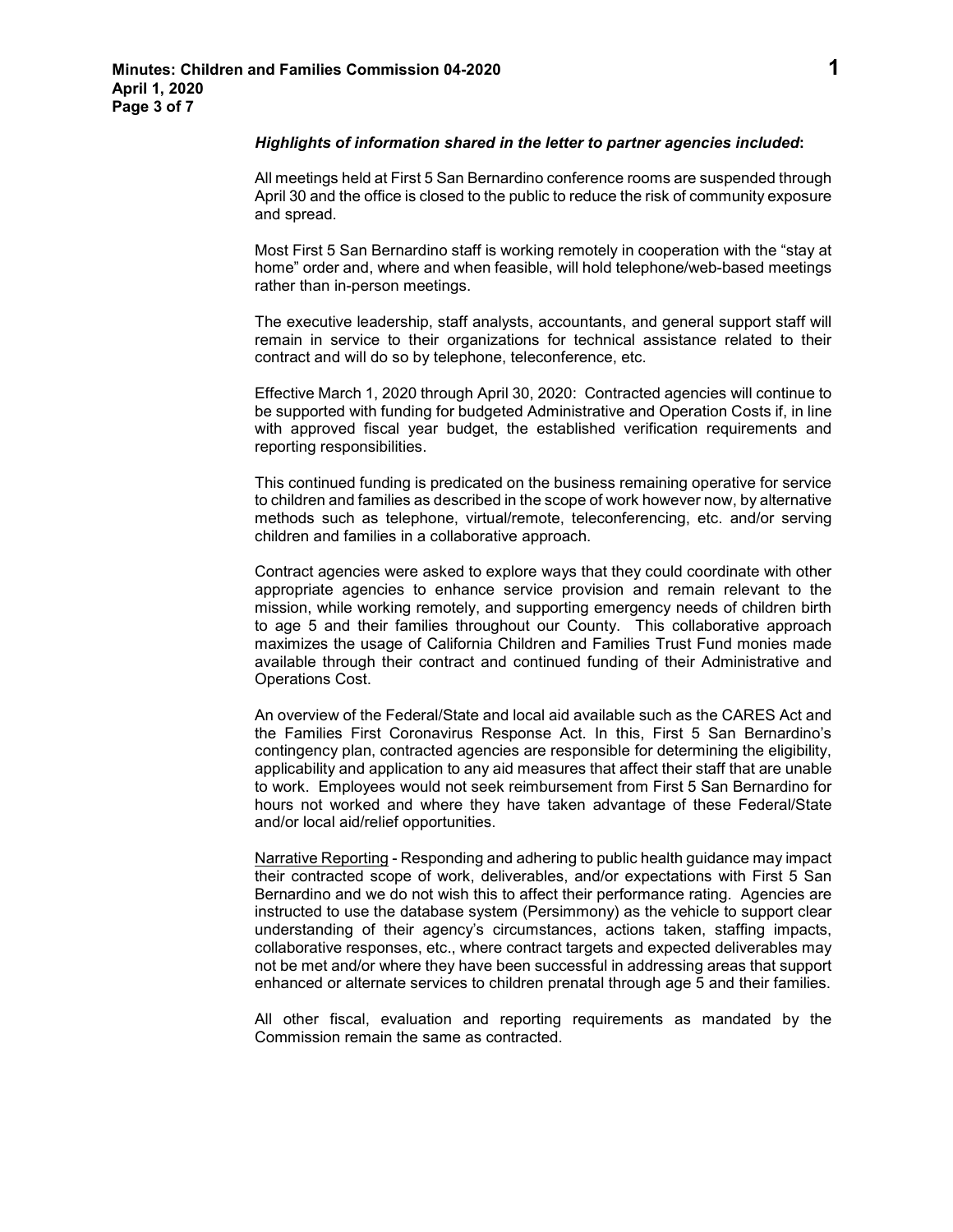***Highlights of information shared in the letter to partner agencies included*:**

All meetings held at First 5 San Bernardino conference rooms are suspended through April 30 and the office is closed to the public to reduce the risk of community exposure and spread.

Most First 5 San Bernardino staff is working remotely in cooperation with the "stay at home" order and, where and when feasible, will hold telephone/web-based meetings rather than in-person meetings.

The executive leadership, staff analysts, accountants, and general support staff will remain in service to their organizations for technical assistance related to their contract and will do so by telephone, teleconference, etc.

Effective March 1, 2020 through April 30, 2020: Contracted agencies will continue to be supported with funding for budgeted Administrative and Operation Costs if, in line with approved fiscal year budget, the established verification requirements and reporting responsibilities.

This continued funding is predicated on the business remaining operative for service to children and families as described in the scope of work however now, by alternative methods such as telephone, virtual/remote, teleconferencing, etc. and/or serving children and families in a collaborative approach.

Contract agencies were asked to explore ways that they could coordinate with other appropriate agencies to enhance service provision and remain relevant to the mission, while working remotely, and supporting emergency needs of children birth to age 5 and their families throughout our County. This collaborative approach maximizes the usage of California Children and Families Trust Fund monies made available through their contract and continued funding of their Administrative and Operations Cost.

An overview of the Federal/State and local aid available such as the CARES Act and the Families First Coronavirus Response Act. In this, First 5 San Bernardino's contingency plan, contracted agencies are responsible for determining the eligibility, applicability and application to any aid measures that affect their staff that are unable to work. Employees would not seek reimbursement from First 5 San Bernardino for hours not worked and where they have taken advantage of these Federal/State and/or local aid/relief opportunities.

Narrative Reporting - Responding and adhering to public health guidance may impact their contracted scope of work, deliverables, and/or expectations with First 5 San Bernardino and we do not wish this to affect their performance rating. Agencies are instructed to use the database system (Persimmony) as the vehicle to support clear understanding of their agency's circumstances, actions taken, staffing impacts, collaborative responses, etc., where contract targets and expected deliverables may not be met and/or where they have been successful in addressing areas that support enhanced or alternate services to children prenatal through age 5 and their families.

All other fiscal, evaluation and reporting requirements as mandated by the Commission remain the same as contracted.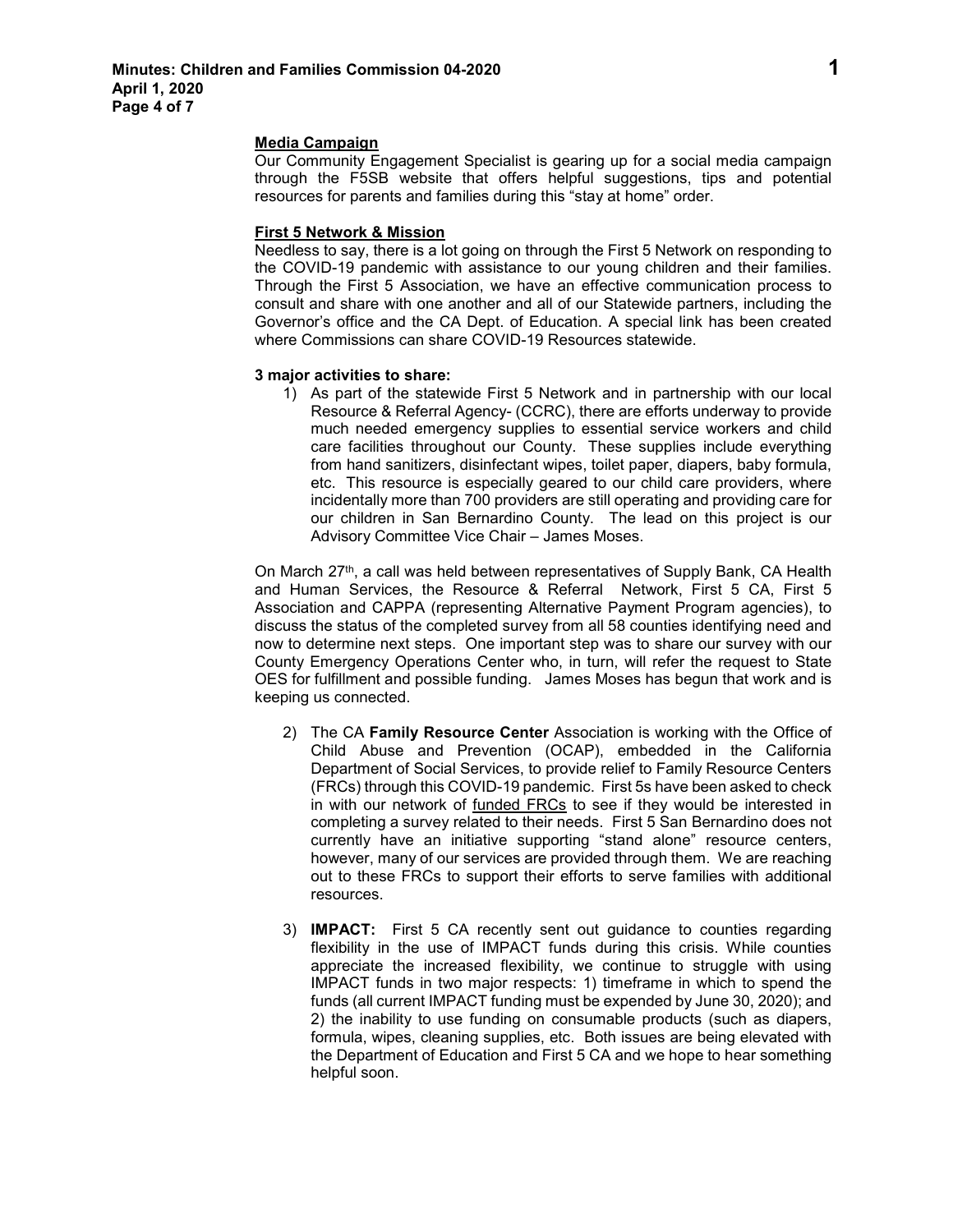**Media Campaign**

Our Community Engagement Specialist is gearing up for a social media campaign through the F5SB website that offers helpful suggestions, tips and potential resources for parents and families during this "stay at home" order.

**First 5 Network & Mission**

Needless to say, there is a lot going on through the First 5 Network on responding to the COVID-19 pandemic with assistance to our young children and their families. Through the First 5 Association, we have an effective communication process to consult and share with one another and all of our Statewide partners, including the Governor's office and the CA Dept. of Education. A special link has been created where Commissions can share COVID-19 Resources statewide.

**3 major activities to share:**

1) As part of the statewide First 5 Network and in partnership with our local Resource & Referral Agency- (CCRC), there are efforts underway to provide much needed emergency supplies to essential service workers and child care facilities throughout our County. These supplies include everything from hand sanitizers, disinfectant wipes, toilet paper, diapers, baby formula, etc. This resource is especially geared to our child care providers, where incidentally more than 700 providers are still operating and providing care for our children in San Bernardino County. The lead on this project is our Advisory Committee Vice Chair – James Moses.

On March 27th, a call was held between representatives of Supply Bank, CA Health and Human Services, the Resource & Referral Network, First 5 CA, First 5 Association and CAPPA (representing Alternative Payment Program agencies), to discuss the status of the completed survey from all 58 counties identifying need and now to determine next steps. One important step was to share our survey with our County Emergency Operations Center who, in turn, will refer the request to State OES for fulfillment and possible funding. James Moses has begun that work and is keeping us connected.

2) The CA **Family Resource Center** Association is working with the Office of Child Abuse and Prevention (OCAP), embedded in the California Department of Social Services, to provide relief to Family Resource Centers (FRCs) through this COVID-19 pandemic. First 5s have been asked to check in with our network of funded FRCs to see if they would be interested in completing a survey related to their needs. First 5 San Bernardino does not currently have an initiative supporting "stand alone" resource centers, however, many of our services are provided through them. We are reaching out to these FRCs to support their efforts to serve families with additional resources.

3) **IMPACT:** First 5 CA recently sent out guidance to counties regarding flexibility in the use of IMPACT funds during this crisis. While counties appreciate the increased flexibility, we continue to struggle with using IMPACT funds in two major respects: 1) timeframe in which to spend the funds (all current IMPACT funding must be expended by June 30, 2020); and 2) the inability to use funding on consumable products (such as diapers, formula, wipes, cleaning supplies, etc. Both issues are being elevated with the Department of Education and First 5 CA and we hope to hear something helpful soon.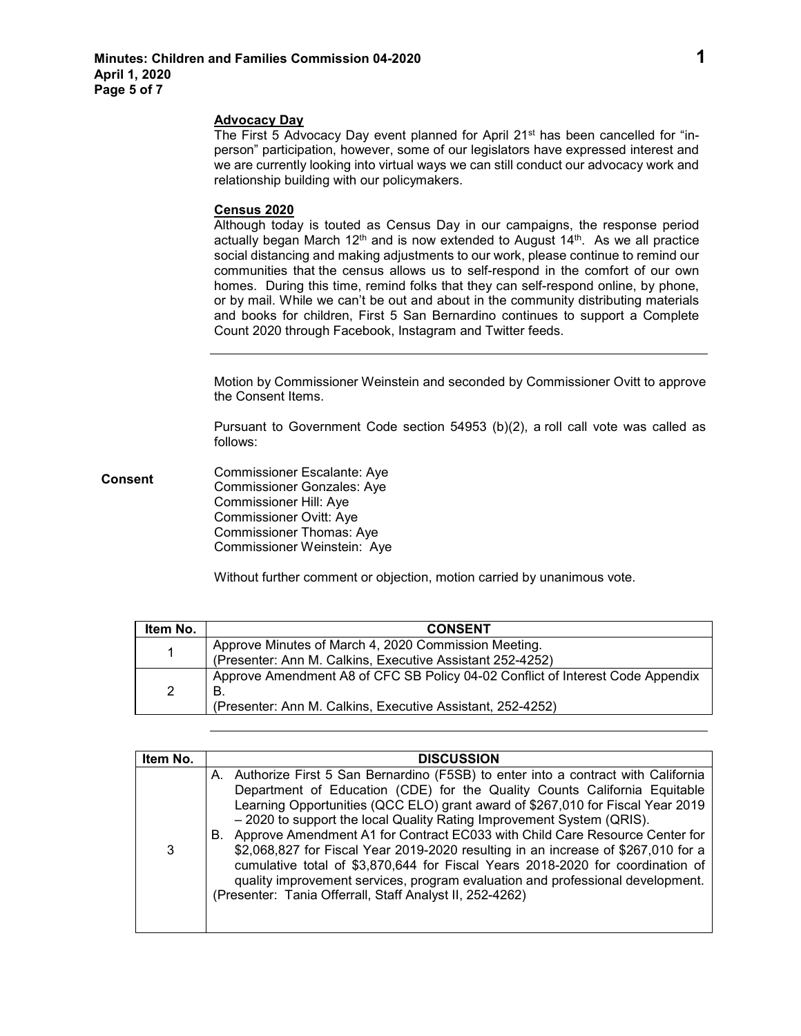### Advocacy Day

The First 5 Advocacy Day event planned for April 21st has been cancelled for "in-person" participation, however, some of our legislators have expressed interest and we are currently looking into virtual ways we can still conduct our advocacy work and relationship building with our policymakers.

### Census 2020

Although today is touted as Census Day in our campaigns, the response period actually began March 12th and is now extended to August 14th. As we all practice social distancing and making adjustments to our work, please continue to remind our communities that the census allows us to self-respond in the comfort of our own homes. During this time, remind folks that they can self-respond online, by phone, or by mail. While we can't be out and about in the community distributing materials and books for children, First 5 San Bernardino continues to support a Complete Count 2020 through Facebook, Instagram and Twitter feeds.

---

**Consent**

Motion by Commissioner Weinstein and seconded by Commissioner Ovitt to approve the Consent Items.

Pursuant to Government Code section 54953 (b)(2), a roll call vote was called as follows:

Commissioner Escalante: Aye
Commissioner Gonzales: Aye
Commissioner Hill: Aye
Commissioner Ovitt: Aye
Commissioner Thomas: Aye
Commissioner Weinstein: Aye

Without further comment or objection, motion carried by unanimous vote.

| Item No. | CONSENT |
|---|---|
| 1 | Approve Minutes of March 4, 2020 Commission Meeting.<br>(Presenter: Ann M. Calkins, Executive Assistant 252-4252) |
| 2 | Approve Amendment A8 of CFC SB Policy 04-02 Conflict of Interest Code Appendix B.<br>(Presenter: Ann M. Calkins, Executive Assistant, 252-4252) |

---

| Item No. | DISCUSSION |
|---|---|
| 3 | A. Authorize First 5 San Bernardino (F5SB) to enter into a contract with California Department of Education (CDE) for the Quality Counts California Equitable Learning Opportunities (QCC ELO) grant award of $267,010 for Fiscal Year 2019 – 2020 to support the local Quality Rating Improvement System (QRIS).<br>B. Approve Amendment A1 for Contract EC033 with Child Care Resource Center for $2,068,827 for Fiscal Year 2019-2020 resulting in an increase of $267,010 for a cumulative total of $3,870,644 for Fiscal Years 2018-2020 for coordination of quality improvement services, program evaluation and professional development.<br>(Presenter: Tania Offerrall, Staff Analyst II, 252-4262) |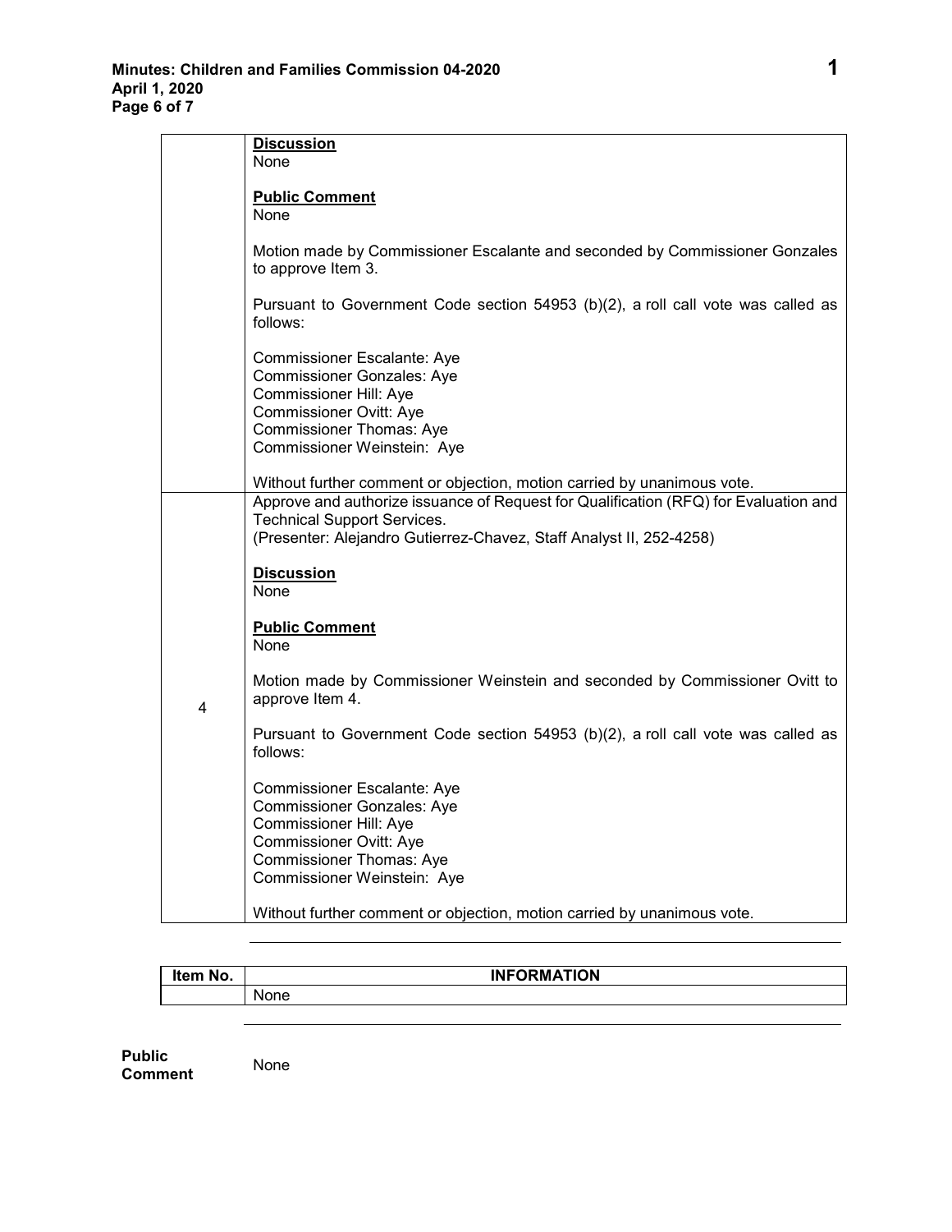| | |
|---|---|
| | **Discussion**<br>None<br><br>**Public Comment**<br>None<br><br>Motion made by Commissioner Escalante and seconded by Commissioner Gonzales to approve Item 3.<br><br>Pursuant to Government Code section 54953 (b)(2), a roll call vote was called as follows:<br><br>Commissioner Escalante: Aye<br>Commissioner Gonzales: Aye<br>Commissioner Hill: Aye<br>Commissioner Ovitt: Aye<br>Commissioner Thomas: Aye<br>Commissioner Weinstein: Aye<br><br>Without further comment or objection, motion carried by unanimous vote. |
| 4 | Approve and authorize issuance of Request for Qualification (RFQ) for Evaluation and Technical Support Services.<br>(Presenter: Alejandro Gutierrez-Chavez, Staff Analyst II, 252-4258)<br><br>**Discussion**<br>None<br><br>**Public Comment**<br>None<br><br>Motion made by Commissioner Weinstein and seconded by Commissioner Ovitt to approve Item 4.<br><br>Pursuant to Government Code section 54953 (b)(2), a roll call vote was called as follows:<br><br>Commissioner Escalante: Aye<br>Commissioner Gonzales: Aye<br>Commissioner Hill: Aye<br>Commissioner Ovitt: Aye<br>Commissioner Thomas: Aye<br>Commissioner Weinstein: Aye<br><br>Without further comment or objection, motion carried by unanimous vote. |

| Item No. | INFORMATION |
|---|---|
| | None |

**Public Comment** None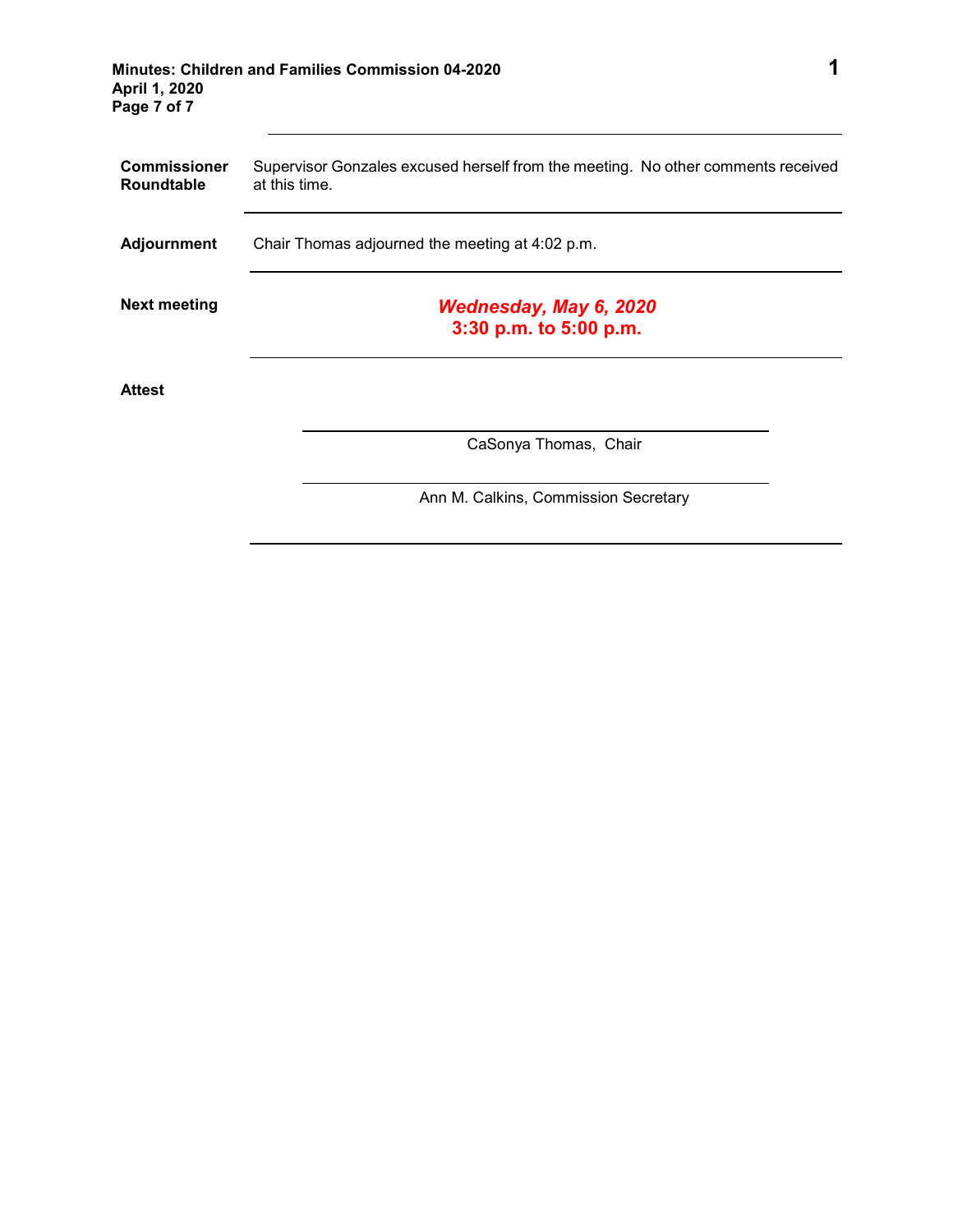**Commissioner Roundtable**

Supervisor Gonzales excused herself from the meeting. No other comments received at this time.

---

**Adjournment**

Chair Thomas adjourned the meeting at 4:02 p.m.

---

**Next meeting**

***Wednesday, May 6, 2020***
**3:30 p.m. to 5:00 p.m.**

---

**Attest**

CaSonya Thomas, Chair

Ann M. Calkins, Commission Secretary